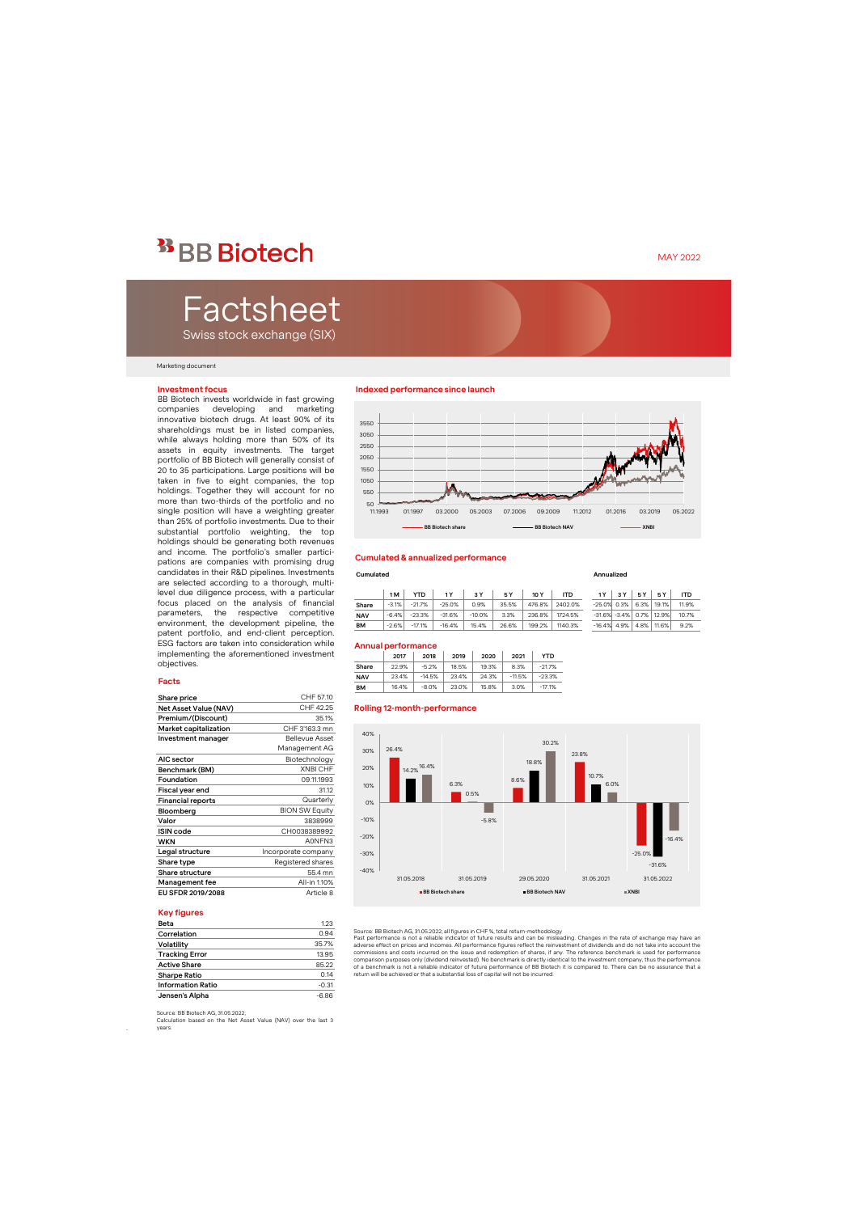# BB Biotech

MAY 2022

# Factsheet

Swiss stock exchange (SIX)

Marketing document

## Investment focus

BB Biotech invests worldwide in fast growing companies developing and marketing innovative biotech drugs. At least 90% of its shareholdings must be in listed companies, while always holding more than 50% of its assets in equity investments. The target portfolio of BB Biotech will generally consist of 20 to 35 participations. Large positions will be taken in five to eight companies, the top holdings. Together they will account for no more than two-thirds of the portfolio and no single position will have a weighting greater than 25% of portfolio investments. Due to their substantial portfolio weighting, the top holdings should be generating both revenues and income. The portfolio's smaller participations are companies with promising drug candidates in their R&D pipelines. Investments are selected according to a thorough, multi-level due diligence process, with a particular focus placed on the analysis of financial parameters, the respective competitive environment, the development pipeline, the patent portfolio, and end-client perception. ESG factors are taken into consideration while implementing the aforementioned investment objectives.

## Facts

| | |
|---|---|
| Share price | CHF 57.10 |
| Net Asset Value (NAV) | CHF 42.25 |
| Premium/(Discount) | 35.1% |
| Market capitalization | CHF 3'163.3 mn |
| Investment manager | Bellevue Asset Management AG |
| AIC sector | Biotechnology |
| Benchmark (BM) | XNBI CHF |
| Foundation | 09.11.1993 |
| Fiscal year end | 31.12 |
| Financial reports | Quarterly |
| Bloomberg | BION SW Equity |
| Valor | 3838999 |
| ISIN code | CH0038389992 |
| WKN | A0NFN3 |
| Legal structure | Incorporate company |
| Share type | Registered shares |
| Share structure | 55.4 mn |
| Management fee | All-in 1.10% |
| EU SFDR 2019/2088 | Article 8 |

## Key figures

| | |
|---|---|
| Beta | 1.23 |
| Correlation | 0.94 |
| Volatility | 35.7% |
| Tracking Error | 13.95 |
| Active Share | 85.22 |
| Sharpe Ratio | 0.14 |
| Information Ratio | -0.31 |
| Jensen's Alpha | -6.86 |

Source: BB Biotech AG, 31.05.2022;
Calculation based on the Net Asset Value (NAV) over the last 3 years.

## Indexed performance since launch

(Chart: BB Biotech share, BB Biotech NAV, XNBI; 11.1993 – 05.2022)

## Cumulated & annualized performance

**Cumulated**

| | 1 M | YTD | 1 Y | 3 Y | 5 Y | 10 Y | ITD |
|---|---|---|---|---|---|---|---|
| Share | -3.1% | -21.7% | -25.0% | 0.9% | 35.5% | 476.8% | 2402.0% |
| NAV | -6.4% | -23.3% | -31.6% | -10.0% | 3.3% | 236.8% | 1724.5% |
| BM | -2.6% | -17.1% | -16.4% | 15.4% | 26.6% | 199.2% | 1140.3% |

**Annualized**

| | 1 Y | 3 Y | 5 Y | 5 Y | ITD |
|---|---|---|---|---|---|
| Share | -25.0% | 0.3% | 6.3% | 19.1% | 11.9% |
| NAV | -31.6% | -3.4% | 0.7% | 12.9% | 10.7% |
| BM | -16.4% | 4.9% | 4.8% | 11.6% | 9.2% |

## Annual performance

| | 2017 | 2018 | 2019 | 2020 | 2021 | YTD |
|---|---|---|---|---|---|---|
| Share | 22.9% | -5.2% | 18.5% | 19.3% | 8.3% | -21.7% |
| NAV | 23.4% | -14.5% | 23.4% | 24.3% | -11.5% | -23.3% |
| BM | 16.4% | -8.0% | 23.0% | 15.8% | 3.0% | -17.1% |

## Rolling 12-month-performance

| | 31.05.2018 | 31.05.2019 | 29.05.2020 | 31.05.2021 | 31.05.2022 |
|---|---|---|---|---|---|
| BB Biotech share | 26.4% | 6.3% | 8.6% | 23.8% | -25.0% |
| BB Biotech NAV | 14.2% | 0.5% | 18.8% | 10.7% | -31.6% |
| XNBI | 16.4% | -5.8% | 30.2% | 6.0% | -16.4% |

Source: BB Biotech AG, 31.05.2022; all figures in CHF %, total return-methodology
Past performance is not a reliable indicator of future results and can be misleading. Changes in the rate of exchange may have an adverse effect on prices and incomes. All performance figures reflect the reinvestment of dividends and do not take into account the commissions and costs incurred on the issue and redemption of shares, if any. The reference benchmark is used for performance comparison purposes only (dividend reinvested). No benchmark is directly identical to the investment company, thus the performance of a benchmark is not a reliable indicator of future performance of BB Biotech it is compared to. There can be no assurance that a return will be achieved or that a substantial loss of capital will not be incurred.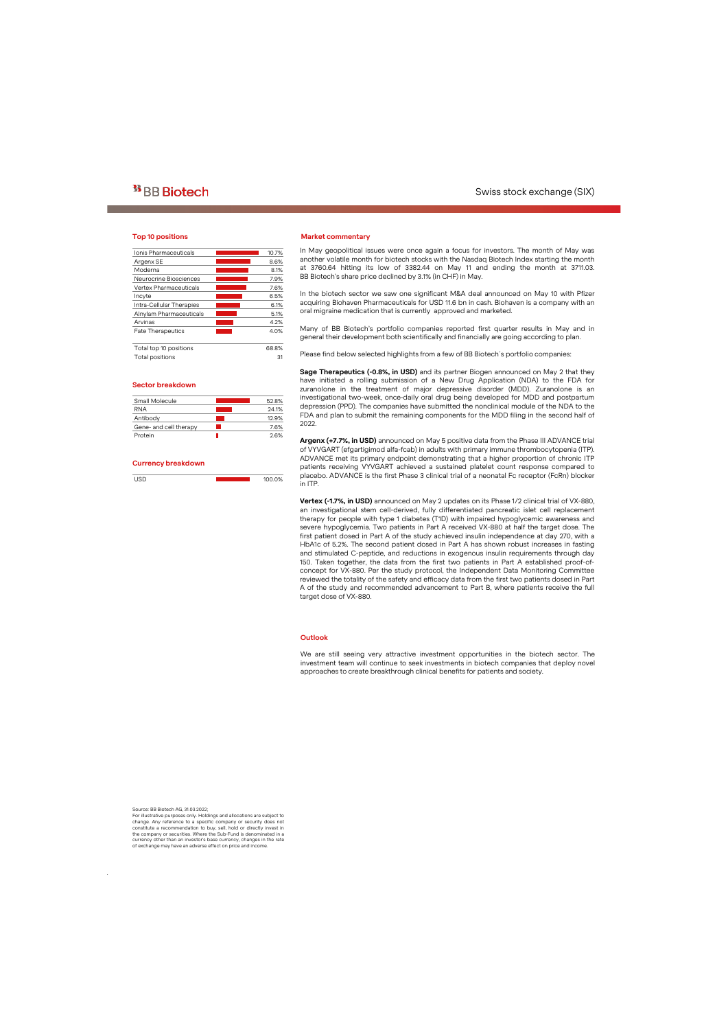BB Biotech

Swiss stock exchange (SIX)

## Top 10 positions

| Position | Weight |
|---|---|
| Ionis Pharmaceuticals | 10.7% |
| Argenx SE | 8.6% |
| Moderna | 8.1% |
| Neurocrine Biosciences | 7.9% |
| Vertex Pharmaceuticals | 7.6% |
| Incyte | 6.5% |
| Intra-Cellular Therapies | 6.1% |
| Alnylam Pharmaceuticals | 5.1% |
| Arvinas | 4.2% |
| Fate Therapeutics | 4.0% |
| Total top 10 positions | 68.8% |
| Total positions | 31 |

## Sector breakdown

| Sector | Weight |
|---|---|
| Small Molecule | 52.8% |
| RNA | 24.1% |
| Antibody | 12.9% |
| Gene- and cell therapy | 7.6% |
| Protein | 2.6% |

## Currency breakdown

| Currency | Weight |
|---|---|
| USD | 100.0% |

## Market commentary

In May geopolitical issues were once again a focus for investors. The month of May was another volatile month for biotech stocks with the Nasdaq Biotech Index starting the month at 3760.64 hitting its low of 3382.44 on May 11 and ending the month at 3711.03. BB Biotech's share price declined by 3.1% (in CHF) in May.

In the biotech sector we saw one significant M&A deal announced on May 10 with Pfizer acquiring Biohaven Pharmaceuticals for USD 11.6 bn in cash. Biohaven is a company with an oral migraine medication that is currently approved and marketed.

Many of BB Biotech's portfolio companies reported first quarter results in May and in general their development both scientifically and financially are going according to plan.

Please find below selected highlights from a few of BB Biotech´s portfolio companies:

**Sage Therapeutics (-0.8%, in USD)** and its partner Biogen announced on May 2 that they have initiated a rolling submission of a New Drug Application (NDA) to the FDA for zuranolone in the treatment of major depressive disorder (MDD). Zuranolone is an investigational two-week, once-daily oral drug being developed for MDD and postpartum depression (PPD). The companies have submitted the nonclinical module of the NDA to the FDA and plan to submit the remaining components for the MDD filing in the second half of 2022.

**Argenx (+7.7%, in USD)** announced on May 5 positive data from the Phase III ADVANCE trial of VYVGART (efgartigimod alfa-fcab) in adults with primary immune thrombocytopenia (ITP). ADVANCE met its primary endpoint demonstrating that a higher proportion of chronic ITP patients receiving VYVGART achieved a sustained platelet count response compared to placebo. ADVANCE is the first Phase 3 clinical trial of a neonatal Fc receptor (FcRn) blocker in ITP.

**Vertex (-1.7%, in USD)** announced on May 2 updates on its Phase 1/2 clinical trial of VX-880, an investigational stem cell-derived, fully differentiated pancreatic islet cell replacement therapy for people with type 1 diabetes (T1D) with impaired hypoglycemic awareness and severe hypoglycemia. Two patients in Part A received VX-880 at half the target dose. The first patient dosed in Part A of the study achieved insulin independence at day 270, with a HbA1c of 5.2%. The second patient dosed in Part A has shown robust increases in fasting and stimulated C-peptide, and reductions in exogenous insulin requirements through day 150. Taken together, the data from the first two patients in Part A established proof-of-concept for VX-880. Per the study protocol, the Independent Data Monitoring Committee reviewed the totality of the safety and efficacy data from the first two patients dosed in Part A of the study and recommended advancement to Part B, where patients receive the full target dose of VX-880.

## Outlook

We are still seeing very attractive investment opportunities in the biotech sector. The investment team will continue to seek investments in biotech companies that deploy novel approaches to create breakthrough clinical benefits for patients and society.

Source: BB Biotech AG, 31.03.2022;
For illustrative purposes only. Holdings and allocations are subject to change. Any reference to a specific company or security does not constitute a recommendation to buy, sell, hold or directly invest in the company or securities. Where the Sub-Fund is denominated in a currency other than an investor's base currency, changes in the rate of exchange may have an adverse effect on price and income.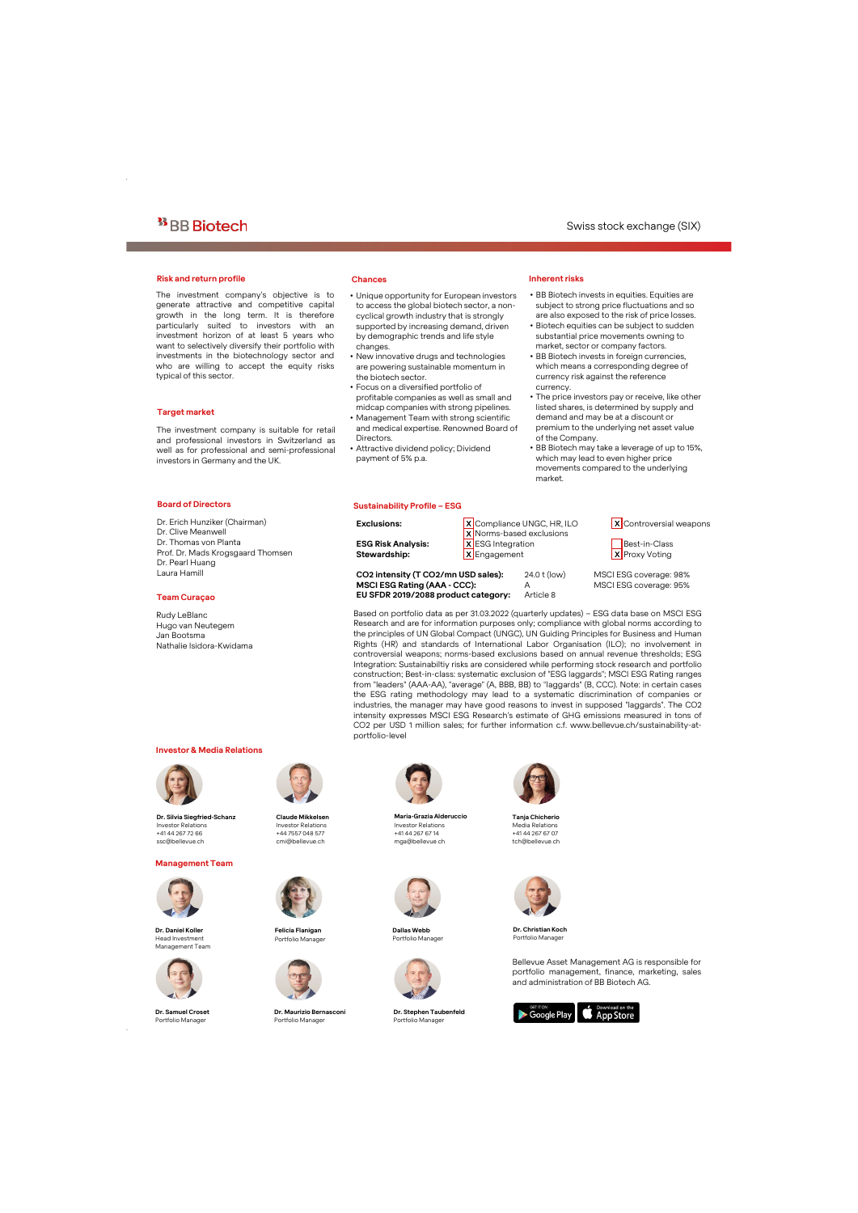BB Biotech

Swiss stock exchange (SIX)

## Risk and return profile

The investment company's objective is to generate attractive and competitive capital growth in the long term. It is therefore particularly suited to investors with an investment horizon of at least 5 years who want to selectively diversify their portfolio with investments in the biotechnology sector and who are willing to accept the equity risks typical of this sector.

## Target market

The investment company is suitable for retail and professional investors in Switzerland as well as for professional and semi-professional investors in Germany and the UK.

## Chances

- Unique opportunity for European investors to access the global biotech sector, a non-cyclical growth industry that is strongly supported by increasing demand, driven by demographic trends and life style changes.
- New innovative drugs and technologies are powering sustainable momentum in the biotech sector.
- Focus on a diversified portfolio of profitable companies as well as small and midcap companies with strong pipelines.
- Management Team with strong scientific and medical expertise. Renowned Board of Directors.
- Attractive dividend policy; Dividend payment of 5% p.a.

## Inherent risks

- BB Biotech invests in equities. Equities are subject to strong price fluctuations and so are also exposed to the risk of price losses.
- Biotech equities can be subject to sudden substantial price movements owning to market, sector or company factors.
- BB Biotech invests in foreign currencies, which means a corresponding degree of currency risk against the reference currency.
- The price investors pay or receive, like other listed shares, is determined by supply and demand and may be at a discount or premium to the underlying net asset value of the Company.
- BB Biotech may take a leverage of up to 15%, which may lead to even higher price movements compared to the underlying market.

## Board of Directors

Dr. Erich Hunziker (Chairman)
Dr. Clive Meanwell
Dr. Thomas von Planta
Prof. Dr. Mads Krogsgaard Thomsen
Dr. Pearl Huang
Laura Hamill

## Team Curaçao

Rudy LeBlanc
Hugo van Neutegem
Jan Bootsma
Nathalie Isidora-Kwidama

## Sustainability Profile – ESG

| | | |
|---|---|---|
| **Exclusions:** | [X] Compliance UNGC, HR, ILO | [X] Controversial weapons |
| | [X] Norms-based exclusions | |
| **ESG Risk Analysis:** | [X] ESG Integration | [ ] Best-in-Class |
| **Stewardship:** | [X] Engagement | [X] Proxy Voting |

| | | |
|---|---|---|
| **CO2 intensity (T CO2/mn USD sales):** | 24.0 t (low) | MSCI ESG coverage: 98% |
| **MSCI ESG Rating (AAA - CCC):** | A | MSCI ESG coverage: 95% |
| **EU SFDR 2019/2088 product category:** | Article 8 | |

Based on portfolio data as per 31.03.2022 (quarterly updates) – ESG data base on MSCI ESG Research and are for information purposes only; compliance with global norms according to the principles of UN Global Compact (UNGC), UN Guiding Principles for Business and Human Rights (HR) and standards of International Labor Organisation (ILO); no involvement in controversial weapons; norms-based exclusions based on annual revenue thresholds; ESG Integration: Sustainabiltiy risks are considered while performing stock research and portfolio construction; Best-in-class: systematic exclusion of "ESG laggards"; MSCI ESG Rating ranges from "leaders" (AAA-AA), "average" (A, BBB, BB) to "laggards" (B, CCC). Note: in certain cases the ESG rating methodology may lead to a systematic discrimination of companies or industries, the manager may have good reasons to invest in supposed "laggards". The CO2 intensity expresses MSCI ESG Research's estimate of GHG emissions measured in tons of CO2 per USD 1 million sales; for further information c.f. www.bellevue.ch/sustainability-at-portfolio-level

## Investor & Media Relations

**Dr. Silvia Siegfried-Schanz**
Investor Relations
+41 44 267 72 66
ssc@bellevue.ch

**Claude Mikkelsen**
Investor Relations
+44 7557 048 577
cmi@bellevue.ch

**Maria-Grazia Alderuccio**
Investor Relations
+41 44 267 67 14
mga@bellevue.ch

**Tanja Chicherio**
Media Relations
+41 44 267 67 07
tch@bellevue.ch

## Management Team

**Dr. Daniel Koller**
Head Investment Management Team

**Felicia Flanigan**
Portfolio Manager

**Dallas Webb**
Portfolio Manager

**Dr. Christian Koch**
Portfolio Manager

**Dr. Samuel Croset**
Portfolio Manager

**Dr. Maurizio Bernasconi**
Portfolio Manager

**Dr. Stephen Taubenfeld**
Portfolio Manager

Bellevue Asset Management AG is responsible for portfolio management, finance, marketing, sales and administration of BB Biotech AG.

GET IT ON Google Play | Download on the App Store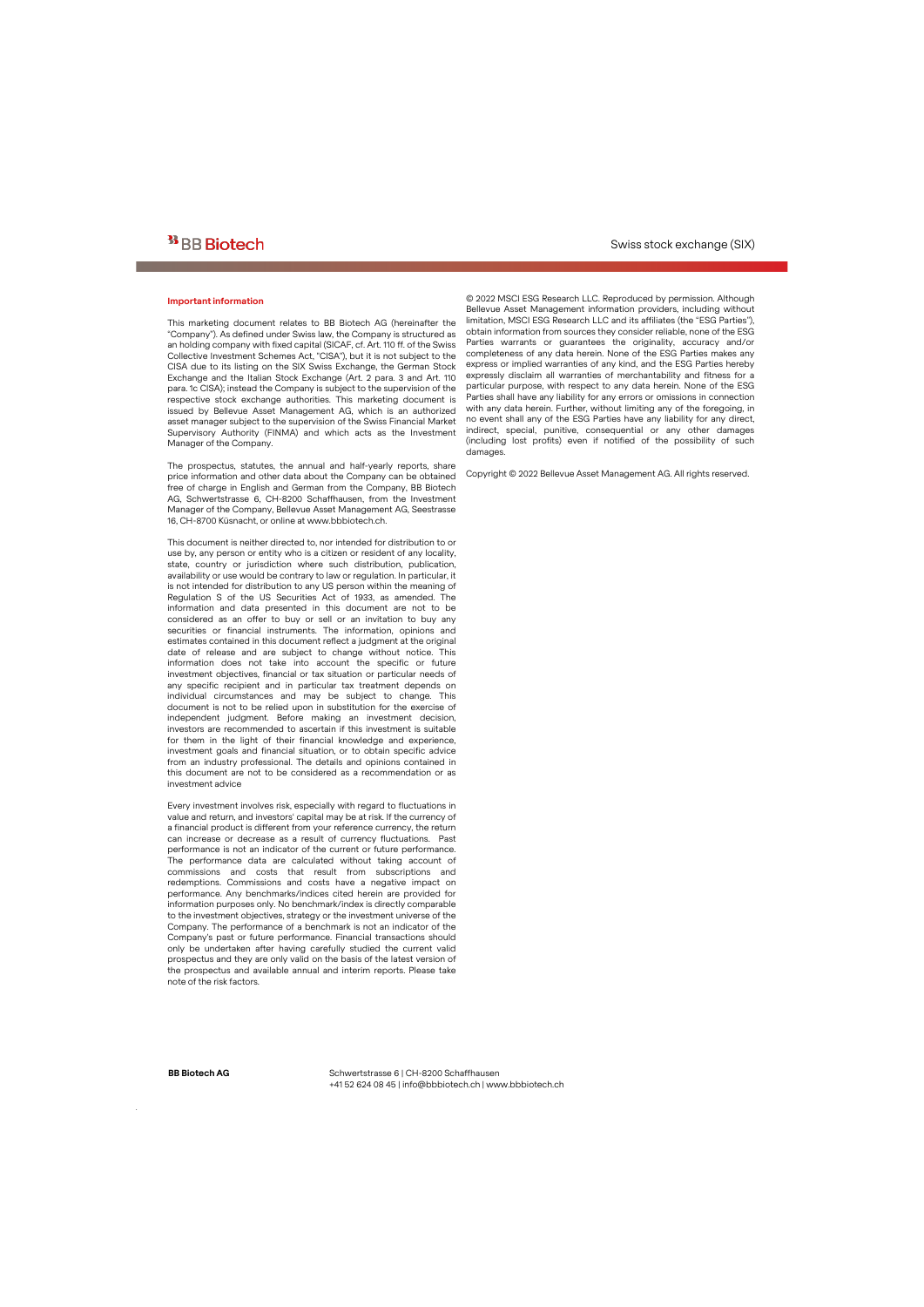## Important information

This marketing document relates to BB Biotech AG (hereinafter the "Company"). As defined under Swiss law, the Company is structured as an holding company with fixed capital (SICAF, cf. Art. 110 ff. of the Swiss Collective Investment Schemes Act, "CISA"), but it is not subject to the CISA due to its listing on the SIX Swiss Exchange, the German Stock Exchange and the Italian Stock Exchange (Art. 2 para. 3 and Art. 110 para. 1c CISA); instead the Company is subject to the supervision of the respective stock exchange authorities. This marketing document is issued by Bellevue Asset Management AG, which is an authorized asset manager subject to the supervision of the Swiss Financial Market Supervisory Authority (FINMA) and which acts as the Investment Manager of the Company.

The prospectus, statutes, the annual and half-yearly reports, share price information and other data about the Company can be obtained free of charge in English and German from the Company, BB Biotech AG, Schwertstrasse 6, CH-8200 Schaffhausen, from the Investment Manager of the Company, Bellevue Asset Management AG, Seestrasse 16, CH-8700 Küsnacht, or online at www.bbbiotech.ch.

This document is neither directed to, nor intended for distribution to or use by, any person or entity who is a citizen or resident of any locality, state, country or jurisdiction where such distribution, publication, availability or use would be contrary to law or regulation. In particular, it is not intended for distribution to any US person within the meaning of Regulation S of the US Securities Act of 1933, as amended. The information and data presented in this document are not to be considered as an offer to buy or sell or an invitation to buy any securities or financial instruments. The information, opinions and estimates contained in this document reflect a judgment at the original date of release and are subject to change without notice. This information does not take into account the specific or future investment objectives, financial or tax situation or particular needs of any specific recipient and in particular tax treatment depends on individual circumstances and may be subject to change. This document is not to be relied upon in substitution for the exercise of independent judgment. Before making an investment decision, investors are recommended to ascertain if this investment is suitable for them in the light of their financial knowledge and experience, investment goals and financial situation, or to obtain specific advice from an industry professional. The details and opinions contained in this document are not to be considered as a recommendation or as investment advice

Every investment involves risk, especially with regard to fluctuations in value and return, and investors' capital may be at risk. If the currency of a financial product is different from your reference currency, the return can increase or decrease as a result of currency fluctuations. Past performance is not an indicator of the current or future performance. The performance data are calculated without taking account of commissions and costs that result from subscriptions and redemptions. Commissions and costs have a negative impact on performance. Any benchmarks/indices cited herein are provided for information purposes only. No benchmark/index is directly comparable to the investment objectives, strategy or the investment universe of the Company. The performance of a benchmark is not an indicator of the Company's past or future performance. Financial transactions should only be undertaken after having carefully studied the current valid prospectus and they are only valid on the basis of the latest version of the prospectus and available annual and interim reports. Please take note of the risk factors.

© 2022 MSCI ESG Research LLC. Reproduced by permission. Although Bellevue Asset Management information providers, including without limitation, MSCI ESG Research LLC and its affiliates (the "ESG Parties"), obtain information from sources they consider reliable, none of the ESG Parties warrants or guarantees the originality, accuracy and/or completeness of any data herein. None of the ESG Parties makes any express or implied warranties of any kind, and the ESG Parties hereby expressly disclaim all warranties of merchantability and fitness for a particular purpose, with respect to any data herein. None of the ESG Parties shall have any liability for any errors or omissions in connection with any data herein. Further, without limiting any of the foregoing, in no event shall any of the ESG Parties have any liability for any direct, indirect, special, punitive, consequential or any other damages (including lost profits) even if notified of the possibility of such damages.

Copyright © 2022 Bellevue Asset Management AG. All rights reserved.

**BB Biotech AG**

Schwertstrasse 6 | CH-8200 Schaffhausen
+41 52 624 08 45 | info@bbbiotech.ch | www.bbbiotech.ch